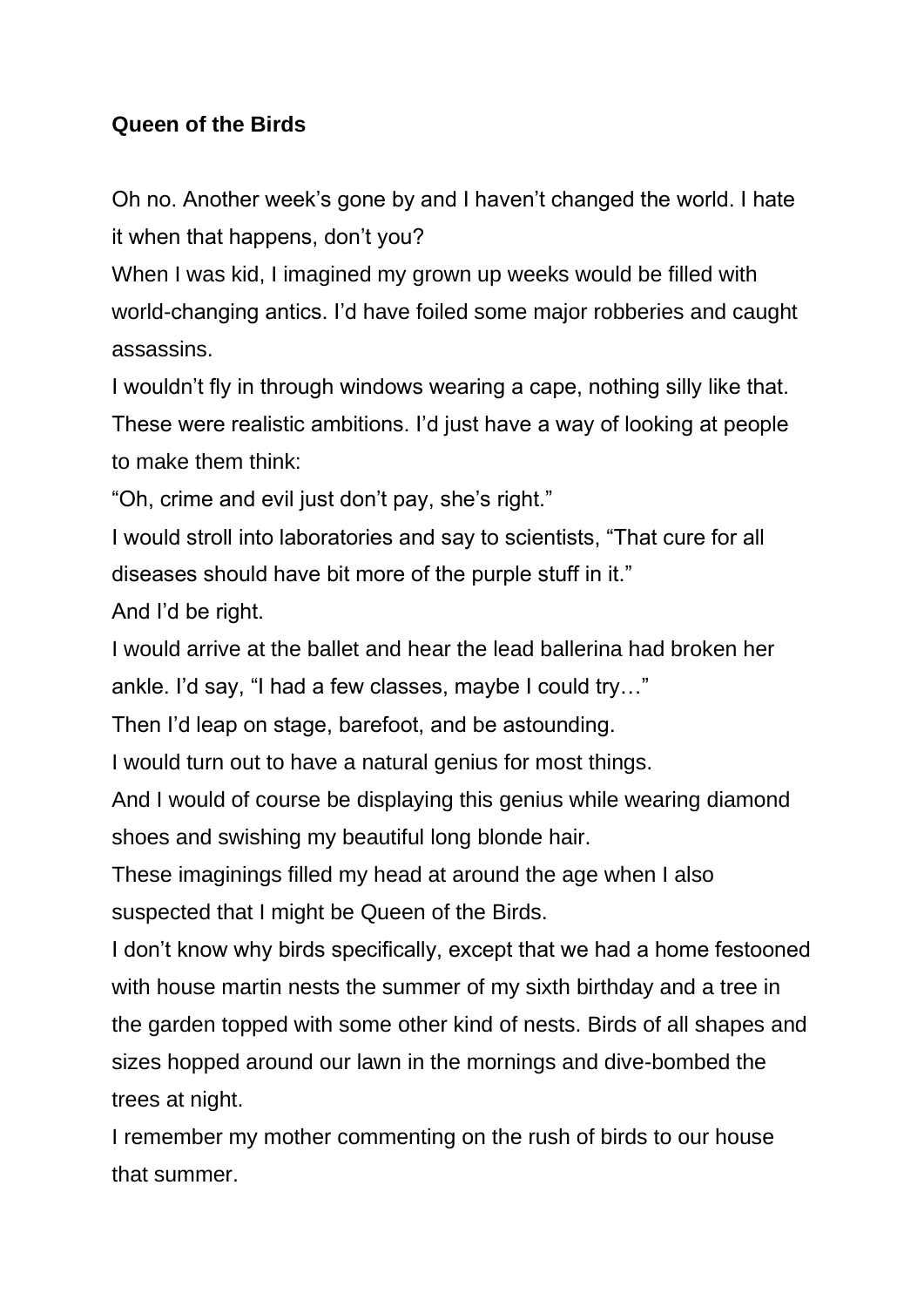**Queen of the Birds**

Oh no. Another week's gone by and I haven't changed the world. I hate it when that happens, don't you?

When I was kid, I imagined my grown up weeks would be filled with world-changing antics. I'd have foiled some major robberies and caught assassins.

I wouldn't fly in through windows wearing a cape, nothing silly like that. These were realistic ambitions. I'd just have a way of looking at people to make them think:

"Oh, crime and evil just don't pay, she's right."

I would stroll into laboratories and say to scientists, "That cure for all diseases should have bit more of the purple stuff in it."

And I'd be right.

I would arrive at the ballet and hear the lead ballerina had broken her ankle. I'd say, "I had a few classes, maybe I could try…"

Then I'd leap on stage, barefoot, and be astounding.

I would turn out to have a natural genius for most things.

And I would of course be displaying this genius while wearing diamond shoes and swishing my beautiful long blonde hair.

These imaginings filled my head at around the age when I also suspected that I might be Queen of the Birds.

I don't know why birds specifically, except that we had a home festooned with house martin nests the summer of my sixth birthday and a tree in the garden topped with some other kind of nests. Birds of all shapes and sizes hopped around our lawn in the mornings and dive-bombed the trees at night.

I remember my mother commenting on the rush of birds to our house that summer.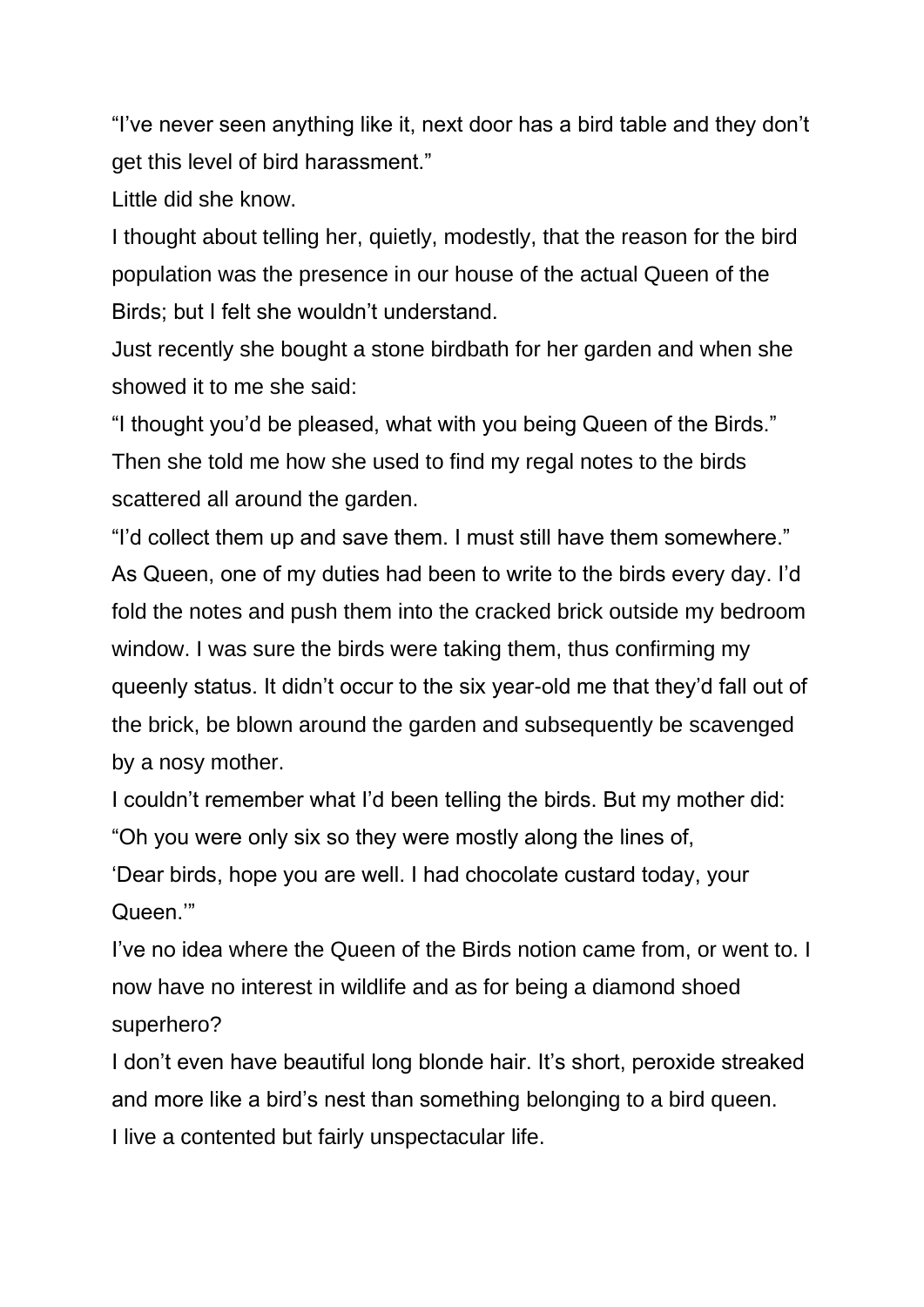“I’ve never seen anything like it, next door has a bird table and they don’t get this level of bird harassment.”

Little did she know.

I thought about telling her, quietly, modestly, that the reason for the bird population was the presence in our house of the actual Queen of the Birds; but I felt she wouldn’t understand.

Just recently she bought a stone birdbath for her garden and when she showed it to me she said:

“I thought you’d be pleased, what with you being Queen of the Birds.”

Then she told me how she used to find my regal notes to the birds scattered all around the garden.

“I’d collect them up and save them. I must still have them somewhere.”

As Queen, one of my duties had been to write to the birds every day. I’d fold the notes and push them into the cracked brick outside my bedroom window. I was sure the birds were taking them, thus confirming my queenly status. It didn’t occur to the six year-old me that they’d fall out of the brick, be blown around the garden and subsequently be scavenged by a nosy mother.

I couldn’t remember what I’d been telling the birds. But my mother did:

“Oh you were only six so they were mostly along the lines of,

‘Dear birds, hope you are well. I had chocolate custard today, your Queen.’”

I’ve no idea where the Queen of the Birds notion came from, or went to. I now have no interest in wildlife and as for being a diamond shoed superhero?

I don’t even have beautiful long blonde hair. It’s short, peroxide streaked and more like a bird’s nest than something belonging to a bird queen.

I live a contented but fairly unspectacular life.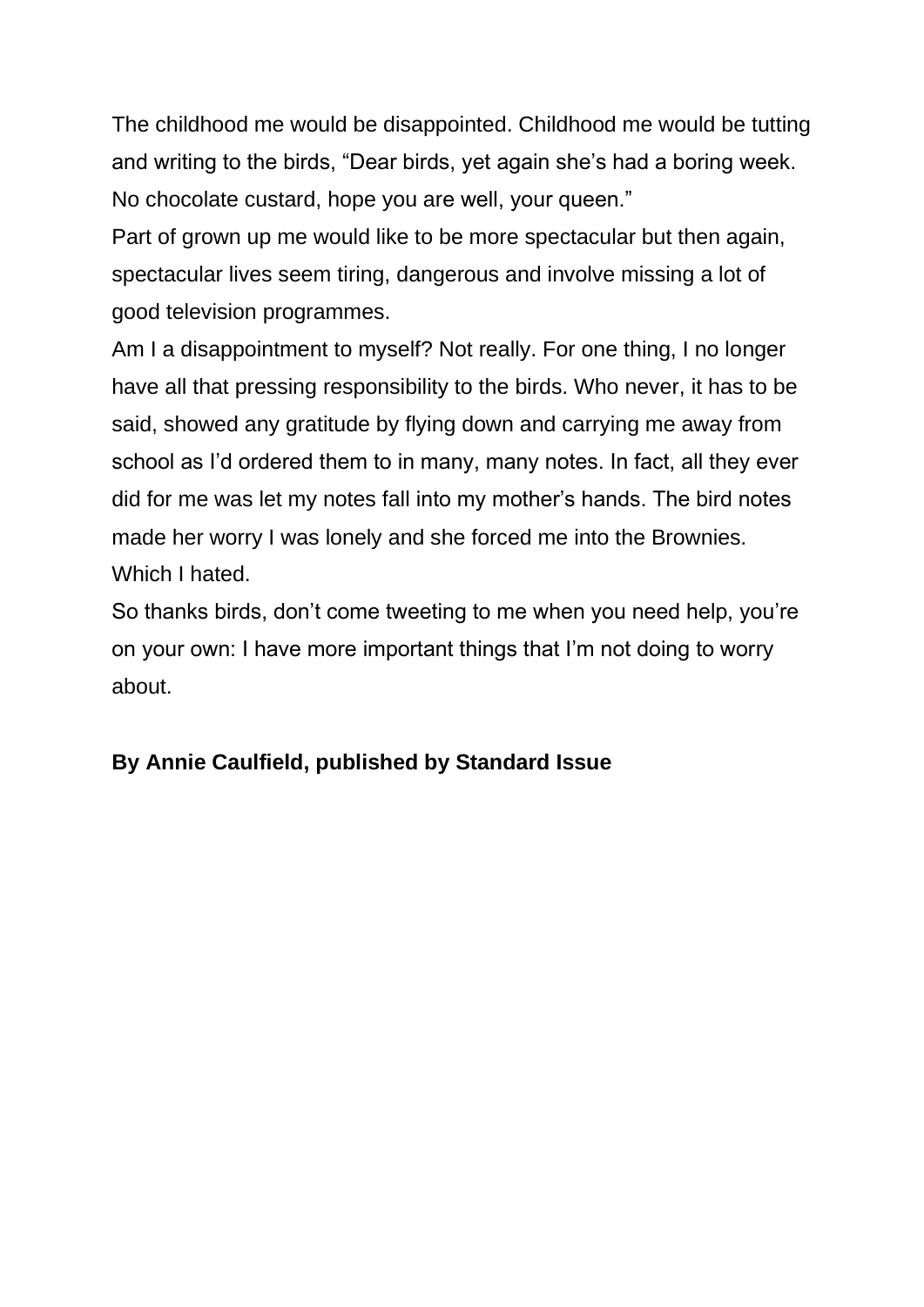The childhood me would be disappointed. Childhood me would be tutting and writing to the birds, "Dear birds, yet again she's had a boring week. No chocolate custard, hope you are well, your queen."

Part of grown up me would like to be more spectacular but then again, spectacular lives seem tiring, dangerous and involve missing a lot of good television programmes.

Am I a disappointment to myself? Not really. For one thing, I no longer have all that pressing responsibility to the birds. Who never, it has to be said, showed any gratitude by flying down and carrying me away from school as I'd ordered them to in many, many notes. In fact, all they ever did for me was let my notes fall into my mother's hands. The bird notes made her worry I was lonely and she forced me into the Brownies. Which I hated.

So thanks birds, don't come tweeting to me when you need help, you're on your own: I have more important things that I'm not doing to worry about.

**By Annie Caulfield, published by Standard Issue**